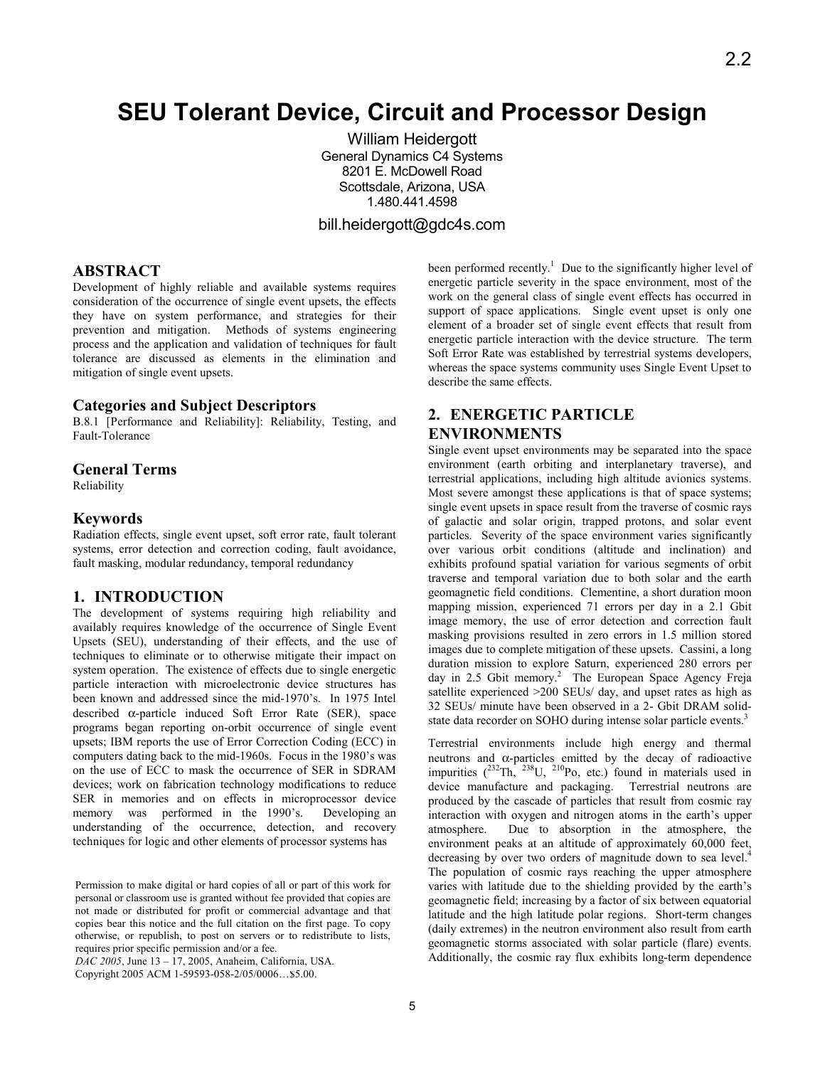# SEU Tolerant Device, Circuit and Processor Design

William Heidergott
General Dynamics C4 Systems
8201 E. McDowell Road
Scottsdale, Arizona, USA
1.480.441.4598

bill.heidergott@gdc4s.com

## ABSTRACT

Development of highly reliable and available systems requires consideration of the occurrence of single event upsets, the effects they have on system performance, and strategies for their prevention and mitigation. Methods of systems engineering process and the application and validation of techniques for fault tolerance are discussed as elements in the elimination and mitigation of single event upsets.

## Categories and Subject Descriptors

B.8.1 [Performance and Reliability]: Reliability, Testing, and Fault-Tolerance

## General Terms

Reliability

## Keywords

Radiation effects, single event upset, soft error rate, fault tolerant systems, error detection and correction coding, fault avoidance, fault masking, modular redundancy, temporal redundancy

## 1. INTRODUCTION

The development of systems requiring high reliability and availably requires knowledge of the occurrence of Single Event Upsets (SEU), understanding of their effects, and the use of techniques to eliminate or to otherwise mitigate their impact on system operation. The existence of effects due to single energetic particle interaction with microelectronic device structures has been known and addressed since the mid-1970's. In 1975 Intel described α-particle induced Soft Error Rate (SER), space programs began reporting on-orbit occurrence of single event upsets; IBM reports the use of Error Correction Coding (ECC) in computers dating back to the mid-1960s. Focus in the 1980's was on the use of ECC to mask the occurrence of SER in SDRAM devices; work on fabrication technology modifications to reduce SER in memories and on effects in microprocessor device memory was performed in the 1990's. Developing an understanding of the occurrence, detection, and recovery techniques for logic and other elements of processor systems has been performed recently.[1] Due to the significantly higher level of energetic particle severity in the space environment, most of the work on the general class of single event effects has occurred in support of space applications. Single event upset is only one element of a broader set of single event effects that result from energetic particle interaction with the device structure. The term Soft Error Rate was established by terrestrial systems developers, whereas the space systems community uses Single Event Upset to describe the same effects.

## 2. ENERGETIC PARTICLE ENVIRONMENTS

Single event upset environments may be separated into the space environment (earth orbiting and interplanetary traverse), and terrestrial applications, including high altitude avionics systems. Most severe amongst these applications is that of space systems; single event upsets in space result from the traverse of cosmic rays of galactic and solar origin, trapped protons, and solar event particles. Severity of the space environment varies significantly over various orbit conditions (altitude and inclination) and exhibits profound spatial variation for various segments of orbit traverse and temporal variation due to both solar and the earth geomagnetic field conditions. Clementine, a short duration moon mapping mission, experienced 71 errors per day in a 2.1 Gbit image memory, the use of error detection and correction fault masking provisions resulted in zero errors in 1.5 million stored images due to complete mitigation of these upsets. Cassini, a long duration mission to explore Saturn, experienced 280 errors per day in 2.5 Gbit memory.[2] The European Space Agency Freja satellite experienced >200 SEUs/ day, and upset rates as high as 32 SEUs/ minute have been observed in a 2- Gbit DRAM solid-state data recorder on SOHO during intense solar particle events.[3]

Terrestrial environments include high energy and thermal neutrons and α-particles emitted by the decay of radioactive impurities ($^{232}$Th, $^{238}$U, $^{210}$Po, etc.) found in materials used in device manufacture and packaging. Terrestrial neutrons are produced by the cascade of particles that result from cosmic ray interaction with oxygen and nitrogen atoms in the earth's upper atmosphere. Due to absorption in the atmosphere, the environment peaks at an altitude of approximately 60,000 feet, decreasing by over two orders of magnitude down to sea level.[4] The population of cosmic rays reaching the upper atmosphere varies with latitude due to the shielding provided by the earth's geomagnetic field; increasing by a factor of six between equatorial latitude and the high latitude polar regions. Short-term changes (daily extremes) in the neutron environment also result from earth geomagnetic storms associated with solar particle (flare) events. Additionally, the cosmic ray flux exhibits long-term dependence

Permission to make digital or hard copies of all or part of this work for personal or classroom use is granted without fee provided that copies are not made or distributed for profit or commercial advantage and that copies bear this notice and the full citation on the first page. To copy otherwise, or republish, to post on servers or to redistribute to lists, requires prior specific permission and/or a fee.
*DAC 2005*, June 13 – 17, 2005, Anaheim, California, USA.
Copyright 2005 ACM 1-59593-058-2/05/0006…$5.00.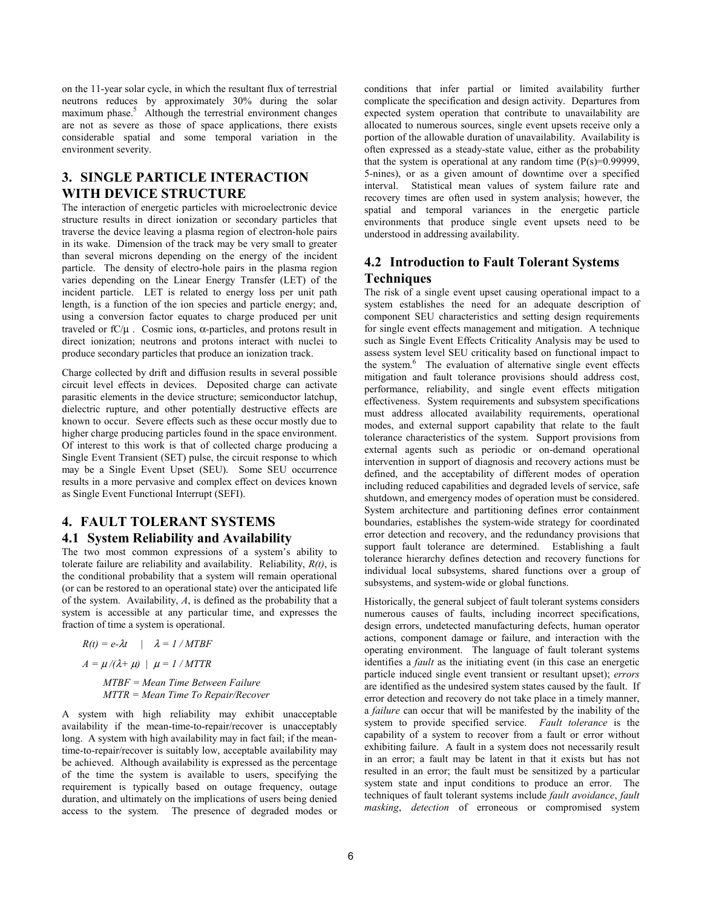on the 11-year solar cycle, in which the resultant flux of terrestrial neutrons reduces by approximately 30% during the solar maximum phase.[5] Although the terrestrial environment changes are not as severe as those of space applications, there exists considerable spatial and some temporal variation in the environment severity.

## 3. SINGLE PARTICLE INTERACTION WITH DEVICE STRUCTURE

The interaction of energetic particles with microelectronic device structure results in direct ionization or secondary particles that traverse the device leaving a plasma region of electron-hole pairs in its wake. Dimension of the track may be very small to greater than several microns depending on the energy of the incident particle. The density of electro-hole pairs in the plasma region varies depending on the Linear Energy Transfer (LET) of the incident particle. LET is related to energy loss per unit path length, is a function of the ion species and particle energy; and, using a conversion factor equates to charge produced per unit traveled or fC/μ . Cosmic ions, α-particles, and protons result in direct ionization; neutrons and protons interact with nuclei to produce secondary particles that produce an ionization track.

Charge collected by drift and diffusion results in several possible circuit level effects in devices. Deposited charge can activate parasitic elements in the device structure; semiconductor latchup, dielectric rupture, and other potentially destructive effects are known to occur. Severe effects such as these occur mostly due to higher charge producing particles found in the space environment. Of interest to this work is that of collected charge producing a Single Event Transient (SET) pulse, the circuit response to which may be a Single Event Upset (SEU). Some SEU occurrence results in a more pervasive and complex effect on devices known as Single Event Functional Interrupt (SEFI).

## 4. FAULT TOLERANT SYSTEMS

### 4.1 System Reliability and Availability

The two most common expressions of a system's ability to tolerate failure are reliability and availability. Reliability, $R(t)$, is the conditional probability that a system will remain operational (or can be restored to an operational state) over the anticipated life of the system. Availability, $A$, is defined as the probability that a system is accessible at any particular time, and expresses the fraction of time a system is operational.

$$R(t) = e^{-\lambda t} \quad | \quad \lambda = 1 / MTBF$$

$$A = \mu / (\lambda + \mu) \quad | \quad \mu = 1 / MTTR$$

*MTBF = Mean Time Between Failure*
*MTTR = Mean Time To Repair/Recover*

A system with high reliability may exhibit unacceptable availability if the mean-time-to-repair/recover is unacceptably long. A system with high availability may in fact fail; if the mean-time-to-repair/recover is suitably low, acceptable availability may be achieved. Although availability is expressed as the percentage of the time the system is available to users, specifying the requirement is typically based on outage frequency, outage duration, and ultimately on the implications of users being denied access to the system. The presence of degraded modes or conditions that infer partial or limited availability further complicate the specification and design activity. Departures from expected system operation that contribute to unavailability are allocated to numerous sources, single event upsets receive only a portion of the allowable duration of unavailability. Availability is often expressed as a steady-state value, either as the probability that the system is operational at any random time (P(s)=0.99999, 5-nines), or as a given amount of downtime over a specified interval. Statistical mean values of system failure rate and recovery times are often used in system analysis; however, the spatial and temporal variances in the energetic particle environments that produce single event upsets need to be understood in addressing availability.

### 4.2 Introduction to Fault Tolerant Systems Techniques

The risk of a single event upset causing operational impact to a system establishes the need for an adequate description of component SEU characteristics and setting design requirements for single event effects management and mitigation. A technique such as Single Event Effects Criticality Analysis may be used to assess system level SEU criticality based on functional impact to the system.[6] The evaluation of alternative single event effects mitigation and fault tolerance provisions should address cost, performance, reliability, and single event effects mitigation effectiveness. System requirements and subsystem specifications must address allocated availability requirements, operational modes, and external support capability that relate to the fault tolerance characteristics of the system. Support provisions from external agents such as periodic or on-demand operational intervention in support of diagnosis and recovery actions must be defined, and the acceptability of different modes of operation including reduced capabilities and degraded levels of service, safe shutdown, and emergency modes of operation must be considered. System architecture and partitioning defines error containment boundaries, establishes the system-wide strategy for coordinated error detection and recovery, and the redundancy provisions that support fault tolerance are determined. Establishing a fault tolerance hierarchy defines detection and recovery functions for individual local subsystems, shared functions over a group of subsystems, and system-wide or global functions.

Historically, the general subject of fault tolerant systems considers numerous causes of faults, including incorrect specifications, design errors, undetected manufacturing defects, human operator actions, component damage or failure, and interaction with the operating environment. The language of fault tolerant systems identifies a *fault* as the initiating event (in this case an energetic particle induced single event transient or resultant upset); *errors* are identified as the undesired system states caused by the fault. If error detection and recovery do not take place in a timely manner, a *failure* can occur that will be manifested by the inability of the system to provide specified service. *Fault tolerance* is the capability of a system to recover from a fault or error without exhibiting failure. A fault in a system does not necessarily result in an error; a fault may be latent in that it exists but has not resulted in an error; the fault must be sensitized by a particular system state and input conditions to produce an error. The techniques of fault tolerant systems include *fault avoidance*, *fault masking*, *detection* of erroneous or compromised system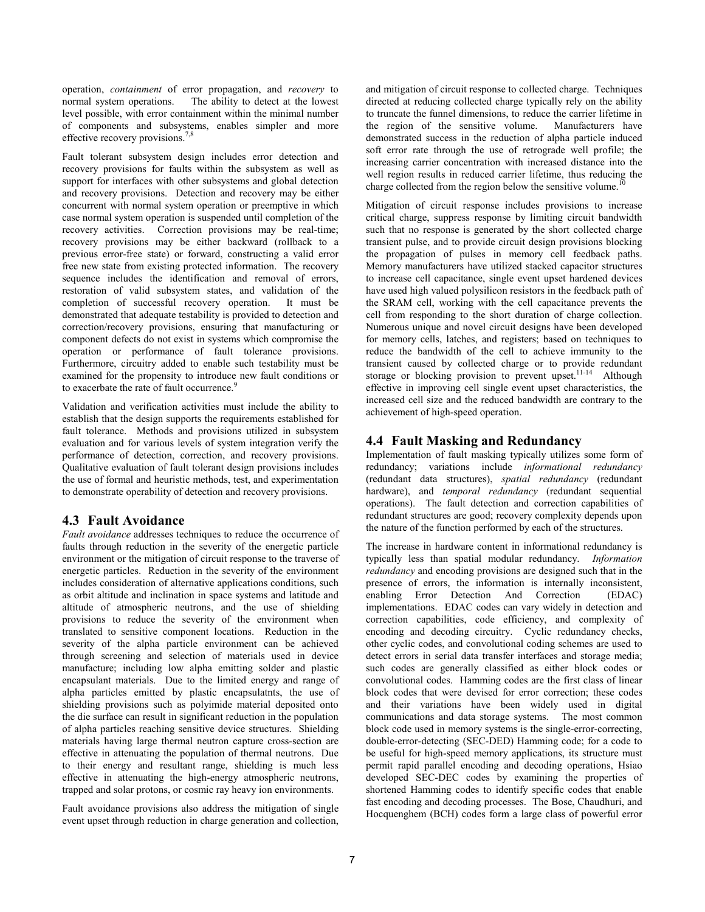operation, *containment* of error propagation, and *recovery* to normal system operations. The ability to detect at the lowest level possible, with error containment within the minimal number of components and subsystems, enables simpler and more effective recovery provisions.[7,8]

Fault tolerant subsystem design includes error detection and recovery provisions for faults within the subsystem as well as support for interfaces with other subsystems and global detection and recovery provisions. Detection and recovery may be either concurrent with normal system operation or preemptive in which case normal system operation is suspended until completion of the recovery activities. Correction provisions may be real-time; recovery provisions may be either backward (rollback to a previous error-free state) or forward, constructing a valid error free new state from existing protected information. The recovery sequence includes the identification and removal of errors, restoration of valid subsystem states, and validation of the completion of successful recovery operation. It must be demonstrated that adequate testability is provided to detection and correction/recovery provisions, ensuring that manufacturing or component defects do not exist in systems which compromise the operation or performance of fault tolerance provisions. Furthermore, circuitry added to enable such testability must be examined for the propensity to introduce new fault conditions or to exacerbate the rate of fault occurrence.[9]

Validation and verification activities must include the ability to establish that the design supports the requirements established for fault tolerance. Methods and provisions utilized in subsystem evaluation and for various levels of system integration verify the performance of detection, correction, and recovery provisions. Qualitative evaluation of fault tolerant design provisions includes the use of formal and heuristic methods, test, and experimentation to demonstrate operability of detection and recovery provisions.

## 4.3 Fault Avoidance

*Fault avoidance* addresses techniques to reduce the occurrence of faults through reduction in the severity of the energetic particle environment or the mitigation of circuit response to the traverse of energetic particles. Reduction in the severity of the environment includes consideration of alternative applications conditions, such as orbit altitude and inclination in space systems and latitude and altitude of atmospheric neutrons, and the use of shielding provisions to reduce the severity of the environment when translated to sensitive component locations. Reduction in the severity of the alpha particle environment can be achieved through screening and selection of materials used in device manufacture; including low alpha emitting solder and plastic encapsulant materials. Due to the limited energy and range of alpha particles emitted by plastic encapsulatnts, the use of shielding provisions such as polyimide material deposited onto the die surface can result in significant reduction in the population of alpha particles reaching sensitive device structures. Shielding materials having large thermal neutron capture cross-section are effective in attenuating the population of thermal neutrons. Due to their energy and resultant range, shielding is much less effective in attenuating the high-energy atmospheric neutrons, trapped and solar protons, or cosmic ray heavy ion environments.

Fault avoidance provisions also address the mitigation of single event upset through reduction in charge generation and collection, and mitigation of circuit response to collected charge. Techniques directed at reducing collected charge typically rely on the ability to truncate the funnel dimensions, to reduce the carrier lifetime in the region of the sensitive volume. Manufacturers have demonstrated success in the reduction of alpha particle induced soft error rate through the use of retrograde well profile; the increasing carrier concentration with increased distance into the well region results in reduced carrier lifetime, thus reducing the charge collected from the region below the sensitive volume.[10]

Mitigation of circuit response includes provisions to increase critical charge, suppress response by limiting circuit bandwidth such that no response is generated by the short collected charge transient pulse, and to provide circuit design provisions blocking the propagation of pulses in memory cell feedback paths. Memory manufacturers have utilized stacked capacitor structures to increase cell capacitance, single event upset hardened devices have used high valued polysilicon resistors in the feedback path of the SRAM cell, working with the cell capacitance prevents the cell from responding to the short duration of charge collection. Numerous unique and novel circuit designs have been developed for memory cells, latches, and registers; based on techniques to reduce the bandwidth of the cell to achieve immunity to the transient caused by collected charge or to provide redundant storage or blocking provision to prevent upset.[11-14] Although effective in improving cell single event upset characteristics, the increased cell size and the reduced bandwidth are contrary to the achievement of high-speed operation.

## 4.4 Fault Masking and Redundancy

Implementation of fault masking typically utilizes some form of redundancy; variations include *informational redundancy* (redundant data structures), *spatial redundancy* (redundant hardware), and *temporal redundancy* (redundant sequential operations). The fault detection and correction capabilities of redundant structures are good; recovery complexity depends upon the nature of the function performed by each of the structures.

The increase in hardware content in informational redundancy is typically less than spatial modular redundancy. *Information redundancy* and encoding provisions are designed such that in the presence of errors, the information is internally inconsistent, enabling Error Detection And Correction (EDAC) implementations. EDAC codes can vary widely in detection and correction capabilities, code efficiency, and complexity of encoding and decoding circuitry. Cyclic redundancy checks, other cyclic codes, and convolutional coding schemes are used to detect errors in serial data transfer interfaces and storage media; such codes are generally classified as either block codes or convolutional codes. Hamming codes are the first class of linear block codes that were devised for error correction; these codes and their variations have been widely used in digital communications and data storage systems. The most common block code used in memory systems is the single-error-correcting, double-error-detecting (SEC-DED) Hamming code; for a code to be useful for high-speed memory applications, its structure must permit rapid parallel encoding and decoding operations, Hsiao developed SEC-DEC codes by examining the properties of shortened Hamming codes to identify specific codes that enable fast encoding and decoding processes. The Bose, Chaudhuri, and Hocquenghem (BCH) codes form a large class of powerful error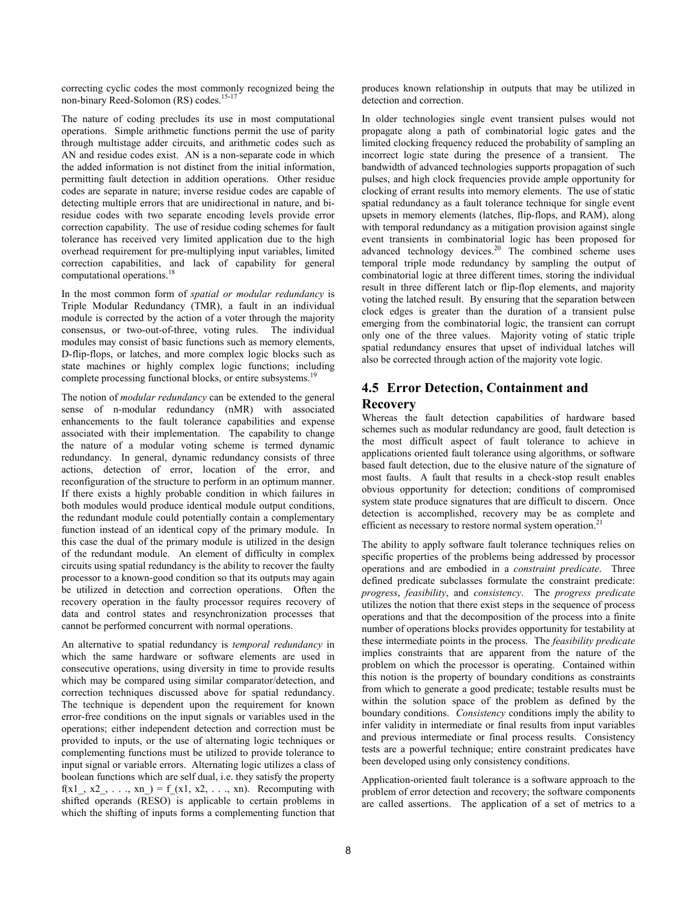correcting cyclic codes the most commonly recognized being the non-binary Reed-Solomon (RS) codes.[15-17]

The nature of coding precludes its use in most computational operations. Simple arithmetic functions permit the use of parity through multistage adder circuits, and arithmetic codes such as AN and residue codes exist. AN is a non-separate code in which the added information is not distinct from the initial information, permitting fault detection in addition operations. Other residue codes are separate in nature; inverse residue codes are capable of detecting multiple errors that are unidirectional in nature, and bi-residue codes with two separate encoding levels provide error correction capability. The use of residue coding schemes for fault tolerance has received very limited application due to the high overhead requirement for pre-multiplying input variables, limited correction capabilities, and lack of capability for general computational operations.[18]

In the most common form of *spatial or modular redundancy* is Triple Modular Redundancy (TMR), a fault in an individual module is corrected by the action of a voter through the majority consensus, or two-out-of-three, voting rules. The individual modules may consist of basic functions such as memory elements, D-flip-flops, or latches, and more complex logic blocks such as state machines or highly complex logic functions; including complete processing functional blocks, or entire subsystems.[19]

The notion of *modular redundancy* can be extended to the general sense of n-modular redundancy (nMR) with associated enhancements to the fault tolerance capabilities and expense associated with their implementation. The capability to change the nature of a modular voting scheme is termed dynamic redundancy. In general, dynamic redundancy consists of three actions, detection of error, location of the error, and reconfiguration of the structure to perform in an optimum manner. If there exists a highly probable condition in which failures in both modules would produce identical module output conditions, the redundant module could potentially contain a complementary function instead of an identical copy of the primary module. In this case the dual of the primary module is utilized in the design of the redundant module. An element of difficulty in complex circuits using spatial redundancy is the ability to recover the faulty processor to a known-good condition so that its outputs may again be utilized in detection and correction operations. Often the recovery operation in the faulty processor requires recovery of data and control states and resynchronization processes that cannot be performed concurrent with normal operations.

An alternative to spatial redundancy is *temporal redundancy* in which the same hardware or software elements are used in consecutive operations, using diversity in time to provide results which may be compared using similar comparator/detection, and correction techniques discussed above for spatial redundancy. The technique is dependent upon the requirement for known error-free conditions on the input signals or variables used in the operations; either independent detection and correction must be provided to inputs, or the use of alternating logic techniques or complementing functions must be utilized to provide tolerance to input signal or variable errors. Alternating logic utilizes a class of boolean functions which are self dual, i.e. they satisfy the property $f(\bar{x}_1, \bar{x}_2, \ldots, \bar{x}_n) = \bar{f}(x_1, x_2, \ldots, x_n)$. Recomputing with shifted operands (RESO) is applicable to certain problems in which the shifting of inputs forms a complementing function that produces known relationship in outputs that may be utilized in detection and correction.

In older technologies single event transient pulses would not propagate along a path of combinatorial logic gates and the limited clocking frequency reduced the probability of sampling an incorrect logic state during the presence of a transient. The bandwidth of advanced technologies supports propagation of such pulses, and high clock frequencies provide ample opportunity for clocking of errant results into memory elements. The use of static spatial redundancy as a fault tolerance technique for single event upsets in memory elements (latches, flip-flops, and RAM), along with temporal redundancy as a mitigation provision against single event transients in combinatorial logic has been proposed for advanced technology devices.[20] The combined scheme uses temporal triple mode redundancy by sampling the output of combinatorial logic at three different times, storing the individual result in three different latch or flip-flop elements, and majority voting the latched result. By ensuring that the separation between clock edges is greater than the duration of a transient pulse emerging from the combinatorial logic, the transient can corrupt only one of the three values. Majority voting of static triple spatial redundancy ensures that upset of individual latches will also be corrected through action of the majority vote logic.

## 4.5 Error Detection, Containment and Recovery

Whereas the fault detection capabilities of hardware based schemes such as modular redundancy are good, fault detection is the most difficult aspect of fault tolerance to achieve in applications oriented fault tolerance using algorithms, or software based fault detection, due to the elusive nature of the signature of most faults. A fault that results in a check-stop result enables obvious opportunity for detection; conditions of compromised system state produce signatures that are difficult to discern. Once detection is accomplished, recovery may be as complete and efficient as necessary to restore normal system operation.[21]

The ability to apply software fault tolerance techniques relies on specific properties of the problems being addressed by processor operations and are embodied in a *constraint predicate*. Three defined predicate subclasses formulate the constraint predicate: *progress*, *feasibility*, and *consistency*. The *progress predicate* utilizes the notion that there exist steps in the sequence of process operations and that the decomposition of the process into a finite number of operations blocks provides opportunity for testability at these intermediate points in the process. The *feasibility predicate* implies constraints that are apparent from the nature of the problem on which the processor is operating. Contained within this notion is the property of boundary conditions as constraints from which to generate a good predicate; testable results must be within the solution space of the problem as defined by the boundary conditions. *Consistency* conditions imply the ability to infer validity in intermediate or final results from input variables and previous intermediate or final process results. Consistency tests are a powerful technique; entire constraint predicates have been developed using only consistency conditions.

Application-oriented fault tolerance is a software approach to the problem of error detection and recovery; the software components are called assertions. The application of a set of metrics to a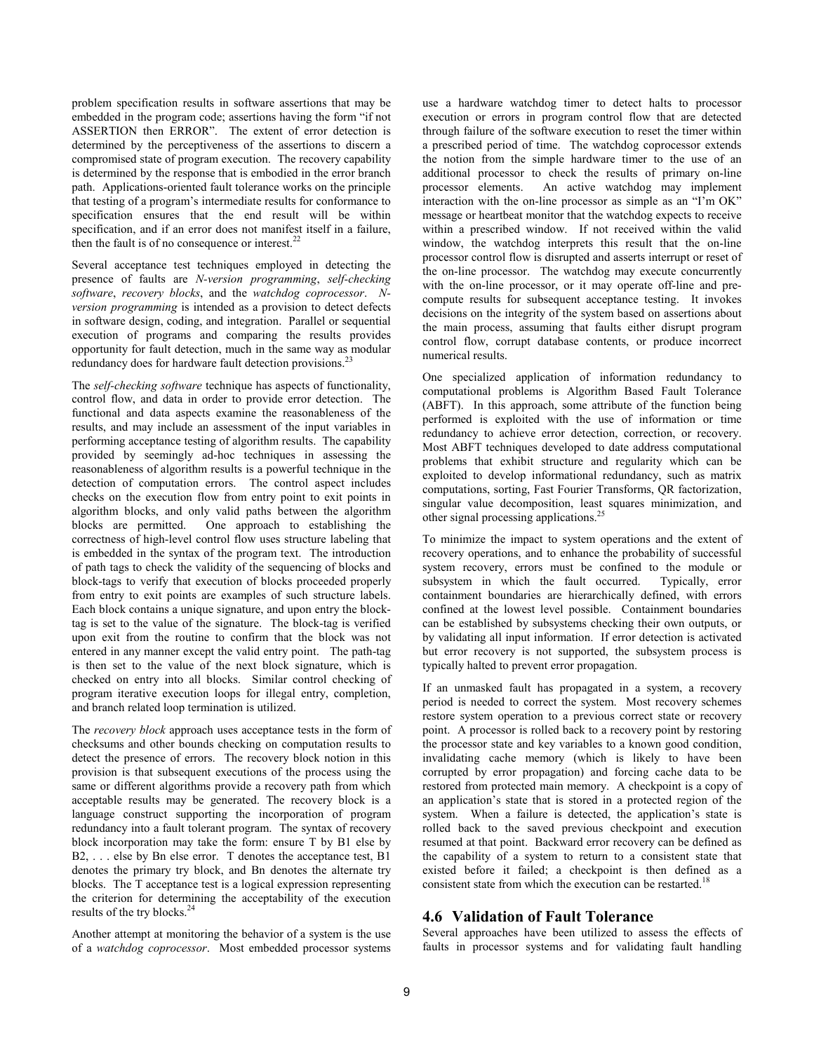problem specification results in software assertions that may be embedded in the program code; assertions having the form "if not ASSERTION then ERROR". The extent of error detection is determined by the perceptiveness of the assertions to discern a compromised state of program execution. The recovery capability is determined by the response that is embodied in the error branch path. Applications-oriented fault tolerance works on the principle that testing of a program's intermediate results for conformance to specification ensures that the end result will be within specification, and if an error does not manifest itself in a failure, then the fault is of no consequence or interest.[22]

Several acceptance test techniques employed in detecting the presence of faults are *N-version programming*, *self-checking software*, *recovery blocks*, and the *watchdog coprocessor*. *N-version programming* is intended as a provision to detect defects in software design, coding, and integration. Parallel or sequential execution of programs and comparing the results provides opportunity for fault detection, much in the same way as modular redundancy does for hardware fault detection provisions.[23]

The *self-checking software* technique has aspects of functionality, control flow, and data in order to provide error detection. The functional and data aspects examine the reasonableness of the results, and may include an assessment of the input variables in performing acceptance testing of algorithm results. The capability provided by seemingly ad-hoc techniques in assessing the reasonableness of algorithm results is a powerful technique in the detection of computation errors. The control aspect includes checks on the execution flow from entry point to exit points in algorithm blocks, and only valid paths between the algorithm blocks are permitted. One approach to establishing the correctness of high-level control flow uses structure labeling that is embedded in the syntax of the program text. The introduction of path tags to check the validity of the sequencing of blocks and block-tags to verify that execution of blocks proceeded properly from entry to exit points are examples of such structure labels. Each block contains a unique signature, and upon entry the block-tag is set to the value of the signature. The block-tag is verified upon exit from the routine to confirm that the block was not entered in any manner except the valid entry point. The path-tag is then set to the value of the next block signature, which is checked on entry into all blocks. Similar control checking of program iterative execution loops for illegal entry, completion, and branch related loop termination is utilized.

The *recovery block* approach uses acceptance tests in the form of checksums and other bounds checking on computation results to detect the presence of errors. The recovery block notion in this provision is that subsequent executions of the process using the same or different algorithms provide a recovery path from which acceptable results may be generated. The recovery block is a language construct supporting the incorporation of program redundancy into a fault tolerant program. The syntax of recovery block incorporation may take the form: ensure T by B1 else by B2, . . . else by Bn else error. T denotes the acceptance test, B1 denotes the primary try block, and Bn denotes the alternate try blocks. The T acceptance test is a logical expression representing the criterion for determining the acceptability of the execution results of the try blocks.[24]

Another attempt at monitoring the behavior of a system is the use of a *watchdog coprocessor*. Most embedded processor systems use a hardware watchdog timer to detect halts to processor execution or errors in program control flow that are detected through failure of the software execution to reset the timer within a prescribed period of time. The watchdog coprocessor extends the notion from the simple hardware timer to the use of an additional processor to check the results of primary on-line processor elements. An active watchdog may implement interaction with the on-line processor as simple as an "I'm OK" message or heartbeat monitor that the watchdog expects to receive within a prescribed window. If not received within the valid window, the watchdog interprets this result that the on-line processor control flow is disrupted and asserts interrupt or reset of the on-line processor. The watchdog may execute concurrently with the on-line processor, or it may operate off-line and pre-compute results for subsequent acceptance testing. It invokes decisions on the integrity of the system based on assertions about the main process, assuming that faults either disrupt program control flow, corrupt database contents, or produce incorrect numerical results.

One specialized application of information redundancy to computational problems is Algorithm Based Fault Tolerance (ABFT). In this approach, some attribute of the function being performed is exploited with the use of information or time redundancy to achieve error detection, correction, or recovery. Most ABFT techniques developed to date address computational problems that exhibit structure and regularity which can be exploited to develop informational redundancy, such as matrix computations, sorting, Fast Fourier Transforms, QR factorization, singular value decomposition, least squares minimization, and other signal processing applications.[25]

To minimize the impact to system operations and the extent of recovery operations, and to enhance the probability of successful system recovery, errors must be confined to the module or subsystem in which the fault occurred. Typically, error containment boundaries are hierarchically defined, with errors confined at the lowest level possible. Containment boundaries can be established by subsystems checking their own outputs, or by validating all input information. If error detection is activated but error recovery is not supported, the subsystem process is typically halted to prevent error propagation.

If an unmasked fault has propagated in a system, a recovery period is needed to correct the system. Most recovery schemes restore system operation to a previous correct state or recovery point. A processor is rolled back to a recovery point by restoring the processor state and key variables to a known good condition, invalidating cache memory (which is likely to have been corrupted by error propagation) and forcing cache data to be restored from protected main memory. A checkpoint is a copy of an application's state that is stored in a protected region of the system. When a failure is detected, the application's state is rolled back to the saved previous checkpoint and execution resumed at that point. Backward error recovery can be defined as the capability of a system to return to a consistent state that existed before it failed; a checkpoint is then defined as a consistent state from which the execution can be restarted.[18]

## 4.6 Validation of Fault Tolerance

Several approaches have been utilized to assess the effects of faults in processor systems and for validating fault handling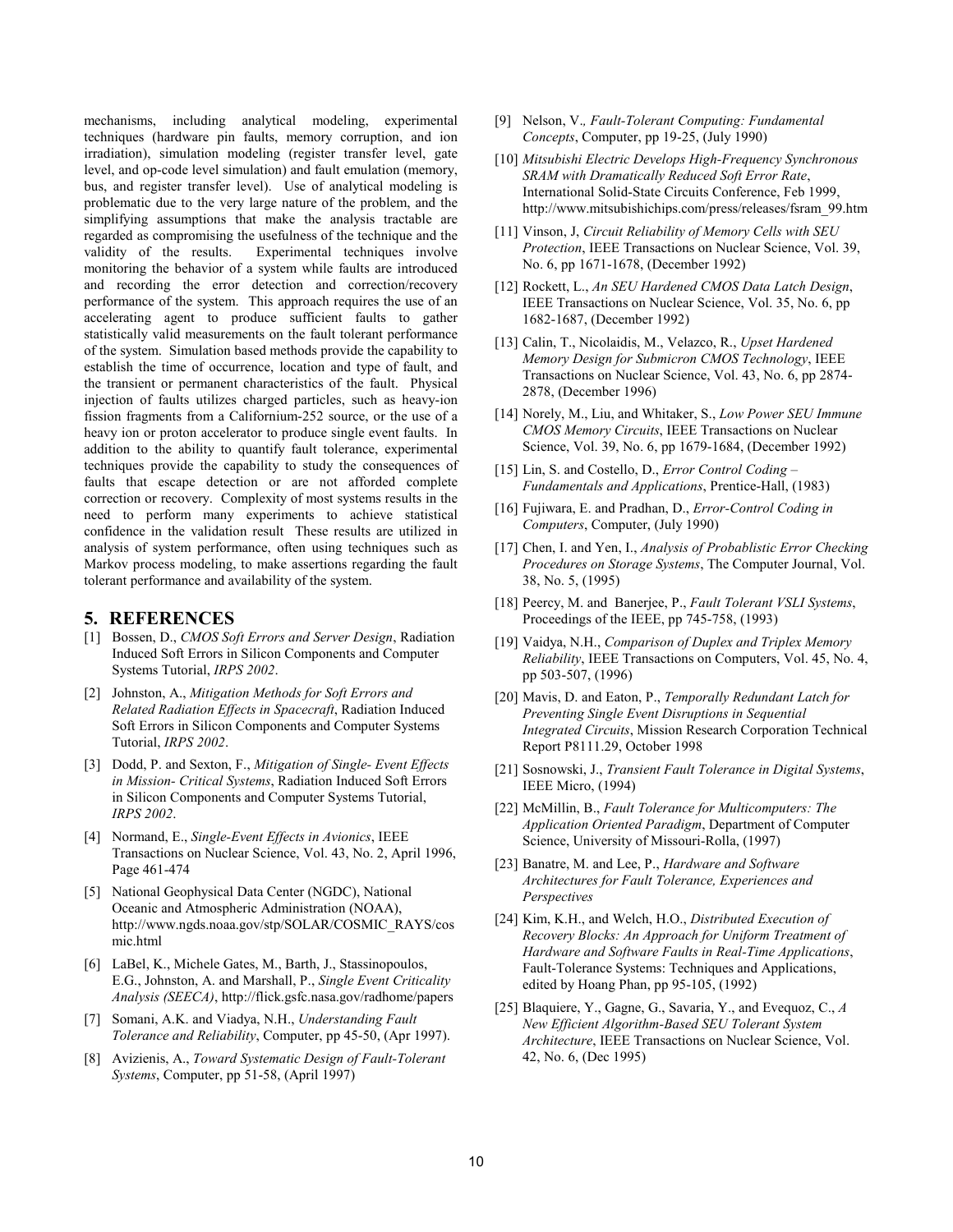mechanisms, including analytical modeling, experimental techniques (hardware pin faults, memory corruption, and ion irradiation), simulation modeling (register transfer level, gate level, and op-code level simulation) and fault emulation (memory, bus, and register transfer level). Use of analytical modeling is problematic due to the very large nature of the problem, and the simplifying assumptions that make the analysis tractable are regarded as compromising the usefulness of the technique and the validity of the results. Experimental techniques involve monitoring the behavior of a system while faults are introduced and recording the error detection and correction/recovery performance of the system. This approach requires the use of an accelerating agent to produce sufficient faults to gather statistically valid measurements on the fault tolerant performance of the system. Simulation based methods provide the capability to establish the time of occurrence, location and type of fault, and the transient or permanent characteristics of the fault. Physical injection of faults utilizes charged particles, such as heavy-ion fission fragments from a Californium-252 source, or the use of a heavy ion or proton accelerator to produce single event faults. In addition to the ability to quantify fault tolerance, experimental techniques provide the capability to study the consequences of faults that escape detection or are not afforded complete correction or recovery. Complexity of most systems results in the need to perform many experiments to achieve statistical confidence in the validation result These results are utilized in analysis of system performance, often using techniques such as Markov process modeling, to make assertions regarding the fault tolerant performance and availability of the system.

## 5. REFERENCES

[1] Bossen, D., *CMOS Soft Errors and Server Design*, Radiation Induced Soft Errors in Silicon Components and Computer Systems Tutorial, *IRPS 2002*.

[2] Johnston, A., *Mitigation Methods for Soft Errors and Related Radiation Effects in Spacecraft*, Radiation Induced Soft Errors in Silicon Components and Computer Systems Tutorial, *IRPS 2002*.

[3] Dodd, P. and Sexton, F., *Mitigation of Single- Event Effects in Mission- Critical Systems*, Radiation Induced Soft Errors in Silicon Components and Computer Systems Tutorial, *IRPS 2002*.

[4] Normand, E., *Single-Event Effects in Avionics*, IEEE Transactions on Nuclear Science, Vol. 43, No. 2, April 1996, Page 461-474

[5] National Geophysical Data Center (NGDC), National Oceanic and Atmospheric Administration (NOAA), http://www.ngds.noaa.gov/stp/SOLAR/COSMIC_RAYS/cosmic.html

[6] LaBel, K., Michele Gates, M., Barth, J., Stassinopoulos, E.G., Johnston, A. and Marshall, P., *Single Event Criticality Analysis (SEECA)*, http://flick.gsfc.nasa.gov/radhome/papers

[7] Somani, A.K. and Viadya, N.H., *Understanding Fault Tolerance and Reliability*, Computer, pp 45-50, (Apr 1997).

[8] Avizienis, A., *Toward Systematic Design of Fault-Tolerant Systems*, Computer, pp 51-58, (April 1997)

[9] Nelson, V., *Fault-Tolerant Computing: Fundamental Concepts*, Computer, pp 19-25, (July 1990)

[10] *Mitsubishi Electric Develops High-Frequency Synchronous SRAM with Dramatically Reduced Soft Error Rate*, International Solid-State Circuits Conference, Feb 1999, http://www.mitsubishichips.com/press/releases/fsram_99.htm

[11] Vinson, J, *Circuit Reliability of Memory Cells with SEU Protection*, IEEE Transactions on Nuclear Science, Vol. 39, No. 6, pp 1671-1678, (December 1992)

[12] Rockett, L., *An SEU Hardened CMOS Data Latch Design*, IEEE Transactions on Nuclear Science, Vol. 35, No. 6, pp 1682-1687, (December 1992)

[13] Calin, T., Nicolaidis, M., Velazco, R., *Upset Hardened Memory Design for Submicron CMOS Technology*, IEEE Transactions on Nuclear Science, Vol. 43, No. 6, pp 2874-2878, (December 1996)

[14] Norely, M., Liu, and Whitaker, S., *Low Power SEU Immune CMOS Memory Circuits*, IEEE Transactions on Nuclear Science, Vol. 39, No. 6, pp 1679-1684, (December 1992)

[15] Lin, S. and Costello, D., *Error Control Coding – Fundamentals and Applications*, Prentice-Hall, (1983)

[16] Fujiwara, E. and Pradhan, D., *Error-Control Coding in Computers*, Computer, (July 1990)

[17] Chen, I. and Yen, I., *Analysis of Probablistic Error Checking Procedures on Storage Systems*, The Computer Journal, Vol. 38, No. 5, (1995)

[18] Peercy, M. and Banerjee, P., *Fault Tolerant VSLI Systems*, Proceedings of the IEEE, pp 745-758, (1993)

[19] Vaidya, N.H., *Comparison of Duplex and Triplex Memory Reliability*, IEEE Transactions on Computers, Vol. 45, No. 4, pp 503-507, (1996)

[20] Mavis, D. and Eaton, P., *Temporally Redundant Latch for Preventing Single Event Disruptions in Sequential Integrated Circuits*, Mission Research Corporation Technical Report P8111.29, October 1998

[21] Sosnowski, J., *Transient Fault Tolerance in Digital Systems*, IEEE Micro, (1994)

[22] McMillin, B., *Fault Tolerance for Multicomputers: The Application Oriented Paradigm*, Department of Computer Science, University of Missouri-Rolla, (1997)

[23] Banatre, M. and Lee, P., *Hardware and Software Architectures for Fault Tolerance, Experiences and Perspectives*

[24] Kim, K.H., and Welch, H.O., *Distributed Execution of Recovery Blocks: An Approach for Uniform Treatment of Hardware and Software Faults in Real-Time Applications*, Fault-Tolerance Systems: Techniques and Applications, edited by Hoang Phan, pp 95-105, (1992)

[25] Blaquiere, Y., Gagne, G., Savaria, Y., and Evequoz, C., *A New Efficient Algorithm-Based SEU Tolerant System Architecture*, IEEE Transactions on Nuclear Science, Vol. 42, No. 6, (Dec 1995)